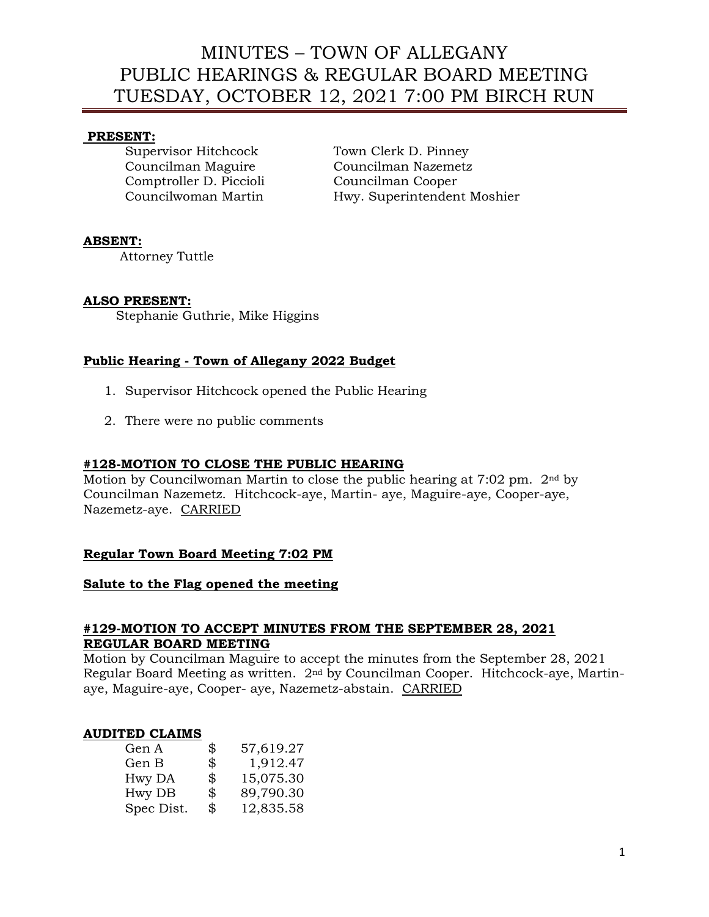# MINUTES – TOWN OF ALLEGANY
# PUBLIC HEARINGS & REGULAR BOARD MEETING
# TUESDAY, OCTOBER 12, 2021 7:00 PM BIRCH RUN

**PRESENT:**

Supervisor Hitchcock
Town Clerk D. Pinney
Councilman Maguire
Councilman Nazemetz
Comptroller D. Piccioli
Councilman Cooper
Councilwoman Martin
Hwy. Superintendent Moshier

**ABSENT:**

Attorney Tuttle

**ALSO PRESENT:**

Stephanie Guthrie, Mike Higgins

**Public Hearing - Town of Allegany 2022 Budget**

1. Supervisor Hitchcock opened the Public Hearing
2. There were no public comments

**#128-MOTION TO CLOSE THE PUBLIC HEARING**

Motion by Councilwoman Martin to close the public hearing at 7:02 pm. 2nd by Councilman Nazemetz. Hitchcock-aye, Martin- aye, Maguire-aye, Cooper-aye, Nazemetz-aye. CARRIED

**Regular Town Board Meeting 7:02 PM**

**Salute to the Flag opened the meeting**

**#129-MOTION TO ACCEPT MINUTES FROM THE SEPTEMBER 28, 2021 REGULAR BOARD MEETING**

Motion by Councilman Maguire to accept the minutes from the September 28, 2021 Regular Board Meeting as written. 2nd by Councilman Cooper. Hitchcock-aye, Martin-aye, Maguire-aye, Cooper- aye, Nazemetz-abstain. CARRIED

**AUDITED CLAIMS**

| | | |
|---|---|---|
| Gen A | $ | 57,619.27 |
| Gen B | $ | 1,912.47 |
| Hwy DA | $ | 15,075.30 |
| Hwy DB | $ | 89,790.30 |
| Spec Dist. | $ | 12,835.58 |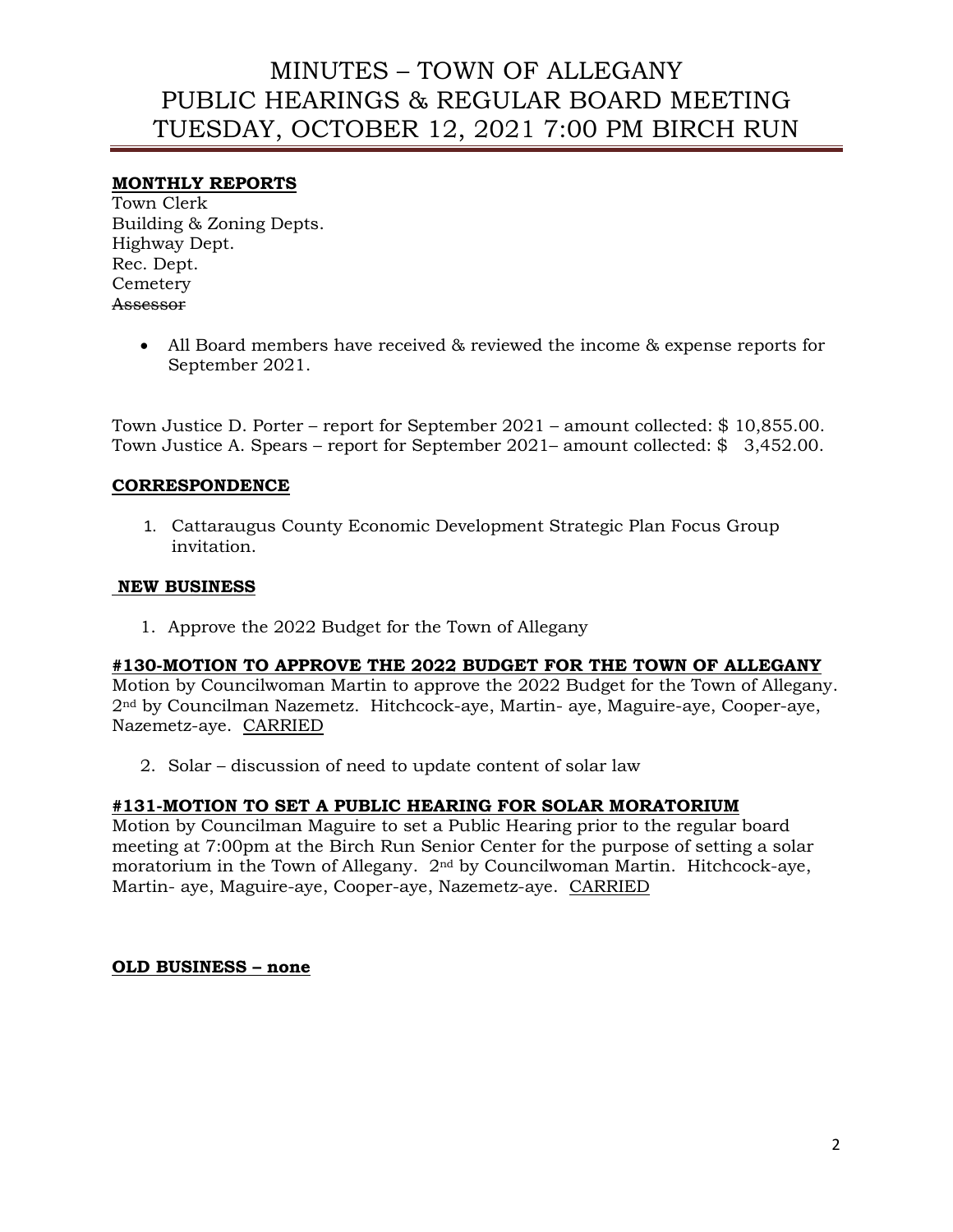**MONTHLY REPORTS**

Town Clerk
Building & Zoning Depts.
Highway Dept.
Rec. Dept.
Cemetery
~~Assessor~~

- All Board members have received & reviewed the income & expense reports for September 2021.

Town Justice D. Porter – report for September 2021 – amount collected: $ 10,855.00.
Town Justice A. Spears – report for September 2021– amount collected: $ 3,452.00.

**CORRESPONDENCE**

1. Cattaraugus County Economic Development Strategic Plan Focus Group invitation.

**NEW BUSINESS**

1. Approve the 2022 Budget for the Town of Allegany

**#130-MOTION TO APPROVE THE 2022 BUDGET FOR THE TOWN OF ALLEGANY**

Motion by Councilwoman Martin to approve the 2022 Budget for the Town of Allegany. 2nd by Councilman Nazemetz. Hitchcock-aye, Martin- aye, Maguire-aye, Cooper-aye, Nazemetz-aye. CARRIED

2. Solar – discussion of need to update content of solar law

**#131-MOTION TO SET A PUBLIC HEARING FOR SOLAR MORATORIUM**

Motion by Councilman Maguire to set a Public Hearing prior to the regular board meeting at 7:00pm at the Birch Run Senior Center for the purpose of setting a solar moratorium in the Town of Allegany. 2nd by Councilwoman Martin. Hitchcock-aye, Martin- aye, Maguire-aye, Cooper-aye, Nazemetz-aye. CARRIED

**OLD BUSINESS – none**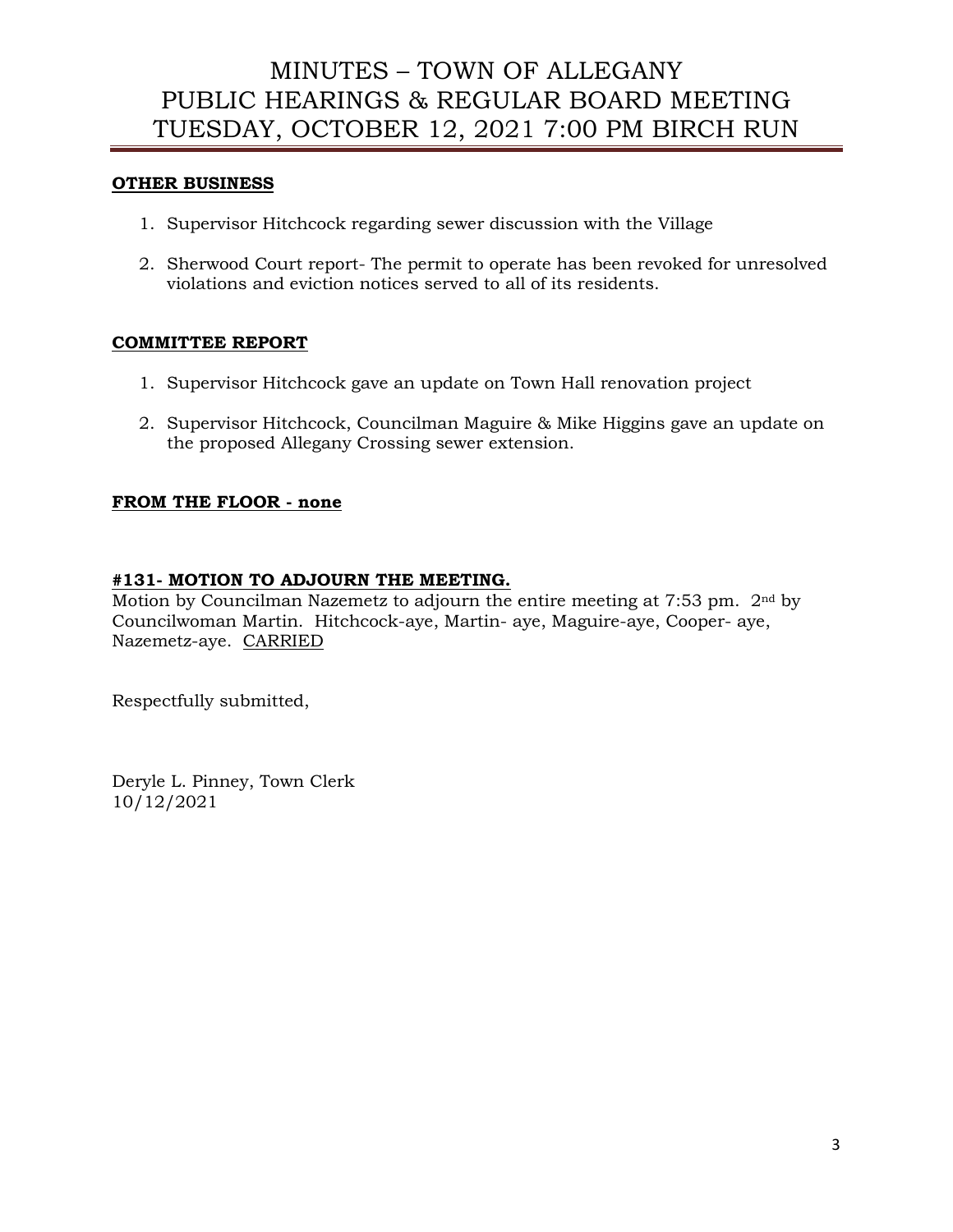**OTHER BUSINESS**

1. Supervisor Hitchcock regarding sewer discussion with the Village
2. Sherwood Court report- The permit to operate has been revoked for unresolved violations and eviction notices served to all of its residents.

**COMMITTEE REPORT**

1. Supervisor Hitchcock gave an update on Town Hall renovation project
2. Supervisor Hitchcock, Councilman Maguire & Mike Higgins gave an update on the proposed Allegany Crossing sewer extension.

**FROM THE FLOOR - none**

**#131- MOTION TO ADJOURN THE MEETING.**

Motion by Councilman Nazemetz to adjourn the entire meeting at 7:53 pm. 2nd by Councilwoman Martin. Hitchcock-aye, Martin- aye, Maguire-aye, Cooper- aye, Nazemetz-aye. CARRIED

Respectfully submitted,

Deryle L. Pinney, Town Clerk
10/12/2021